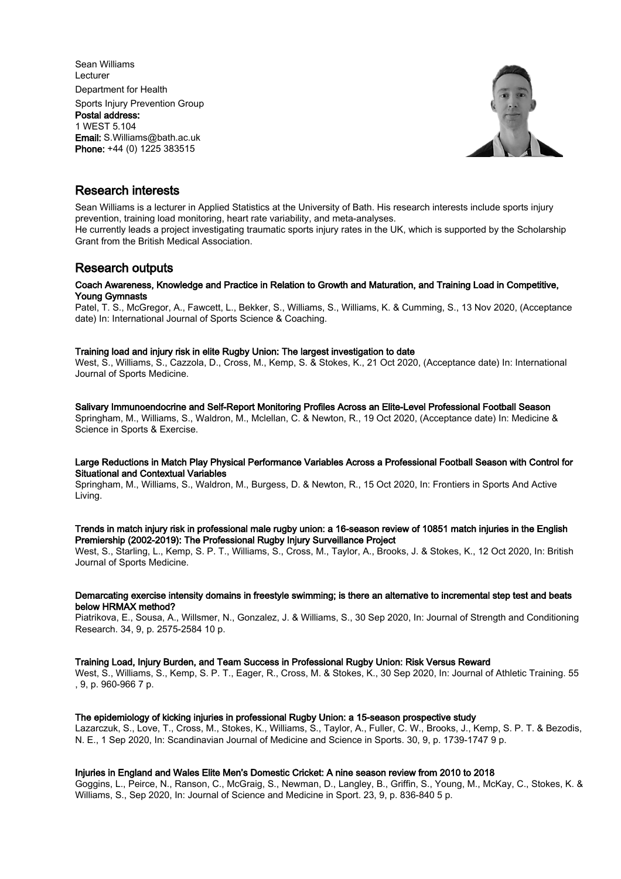Sean Williams
Lecturer
Department for Health
Sports Injury Prevention Group
**Postal address:**
1 WEST 5.104
**Email:** S.Williams@bath.ac.uk
**Phone:** +44 (0) 1225 383515

## Research interests

Sean Williams is a lecturer in Applied Statistics at the University of Bath. His research interests include sports injury prevention, training load monitoring, heart rate variability, and meta-analyses.
He currently leads a project investigating traumatic sports injury rates in the UK, which is supported by the Scholarship Grant from the British Medical Association.

## Research outputs

**Coach Awareness, Knowledge and Practice in Relation to Growth and Maturation, and Training Load in Competitive, Young Gymnasts**
Patel, T. S., McGregor, A., Fawcett, L., Bekker, S., Williams, S., Williams, K. & Cumming, S., 13 Nov 2020, (Acceptance date) In: International Journal of Sports Science & Coaching.

**Training load and injury risk in elite Rugby Union: The largest investigation to date**
West, S., Williams, S., Cazzola, D., Cross, M., Kemp, S. & Stokes, K., 21 Oct 2020, (Acceptance date) In: International Journal of Sports Medicine.

**Salivary Immunoendocrine and Self-Report Monitoring Profiles Across an Elite-Level Professional Football Season**
Springham, M., Williams, S., Waldron, M., Mclellan, C. & Newton, R., 19 Oct 2020, (Acceptance date) In: Medicine & Science in Sports & Exercise.

**Large Reductions in Match Play Physical Performance Variables Across a Professional Football Season with Control for Situational and Contextual Variables**
Springham, M., Williams, S., Waldron, M., Burgess, D. & Newton, R., 15 Oct 2020, In: Frontiers in Sports And Active Living.

**Trends in match injury risk in professional male rugby union: a 16-season review of 10851 match injuries in the English Premiership (2002-2019): The Professional Rugby Injury Surveillance Project**
West, S., Starling, L., Kemp, S. P. T., Williams, S., Cross, M., Taylor, A., Brooks, J. & Stokes, K., 12 Oct 2020, In: British Journal of Sports Medicine.

**Demarcating exercise intensity domains in freestyle swimming; is there an alternative to incremental step test and beats below HRMAX method?**
Piatrikova, E., Sousa, A., Willsmer, N., Gonzalez, J. & Williams, S., 30 Sep 2020, In: Journal of Strength and Conditioning Research. 34, 9, p. 2575-2584 10 p.

**Training Load, Injury Burden, and Team Success in Professional Rugby Union: Risk Versus Reward**
West, S., Williams, S., Kemp, S. P. T., Eager, R., Cross, M. & Stokes, K., 30 Sep 2020, In: Journal of Athletic Training. 55 , 9, p. 960-966 7 p.

**The epidemiology of kicking injuries in professional Rugby Union: a 15-season prospective study**
Lazarczuk, S., Love, T., Cross, M., Stokes, K., Williams, S., Taylor, A., Fuller, C. W., Brooks, J., Kemp, S. P. T. & Bezodis, N. E., 1 Sep 2020, In: Scandinavian Journal of Medicine and Science in Sports. 30, 9, p. 1739-1747 9 p.

**Injuries in England and Wales Elite Men's Domestic Cricket: A nine season review from 2010 to 2018**
Goggins, L., Peirce, N., Ranson, C., McGraig, S., Newman, D., Langley, B., Griffin, S., Young, M., McKay, C., Stokes, K. & Williams, S., Sep 2020, In: Journal of Science and Medicine in Sport. 23, 9, p. 836-840 5 p.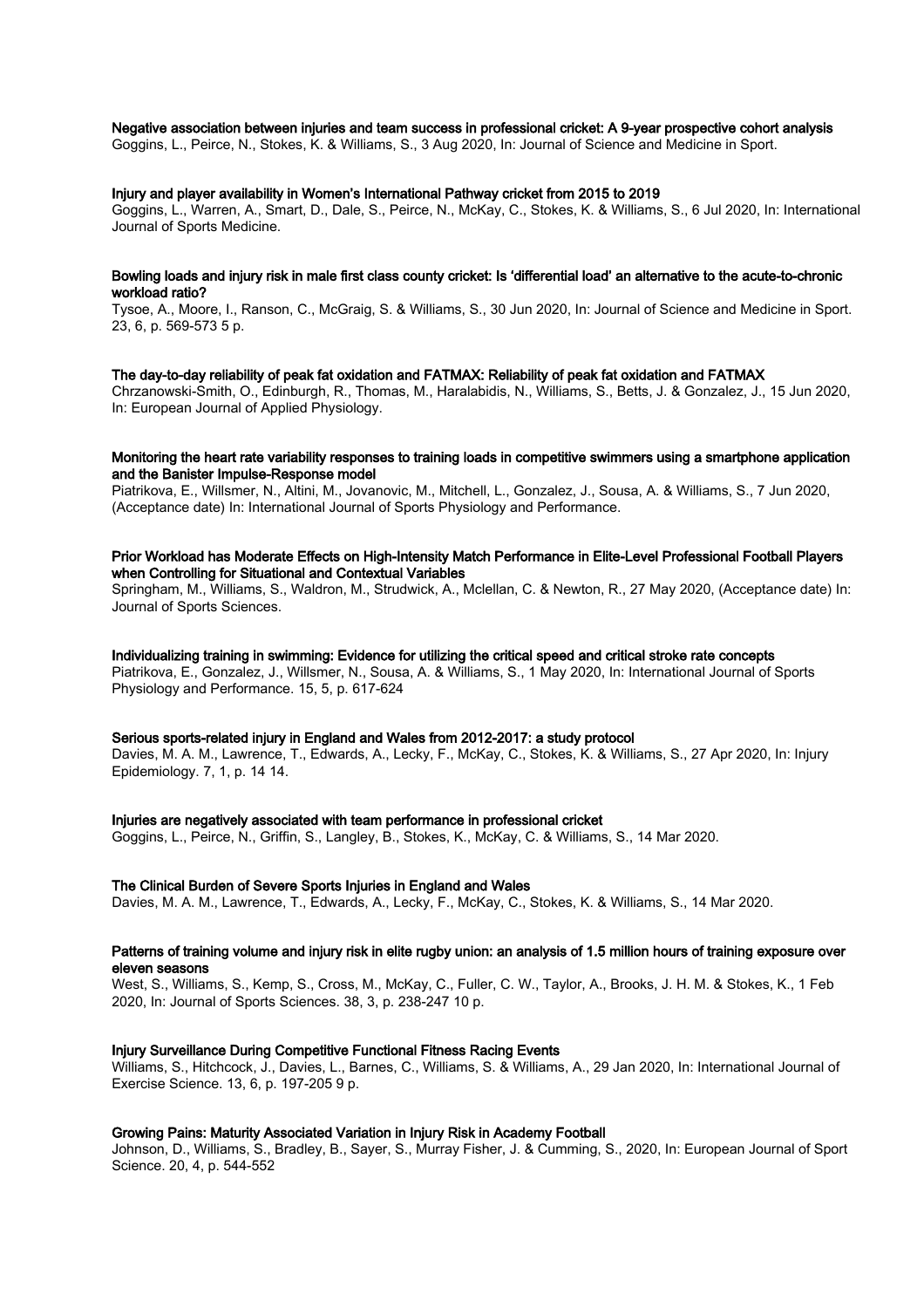**Negative association between injuries and team success in professional cricket: A 9-year prospective cohort analysis**
Goggins, L., Peirce, N., Stokes, K. & Williams, S., 3 Aug 2020, In: Journal of Science and Medicine in Sport.

**Injury and player availability in Women's International Pathway cricket from 2015 to 2019**
Goggins, L., Warren, A., Smart, D., Dale, S., Peirce, N., McKay, C., Stokes, K. & Williams, S., 6 Jul 2020, In: International Journal of Sports Medicine.

**Bowling loads and injury risk in male first class county cricket: Is 'differential load' an alternative to the acute-to-chronic workload ratio?**
Tysoe, A., Moore, I., Ranson, C., McGraig, S. & Williams, S., 30 Jun 2020, In: Journal of Science and Medicine in Sport. 23, 6, p. 569-573 5 p.

**The day-to-day reliability of peak fat oxidation and FATMAX: Reliability of peak fat oxidation and FATMAX**
Chrzanowski-Smith, O., Edinburgh, R., Thomas, M., Haralabidis, N., Williams, S., Betts, J. & Gonzalez, J., 15 Jun 2020, In: European Journal of Applied Physiology.

**Monitoring the heart rate variability responses to training loads in competitive swimmers using a smartphone application and the Banister Impulse-Response model**
Piatrikova, E., Willsmer, N., Altini, M., Jovanovic, M., Mitchell, L., Gonzalez, J., Sousa, A. & Williams, S., 7 Jun 2020, (Acceptance date) In: International Journal of Sports Physiology and Performance.

**Prior Workload has Moderate Effects on High-Intensity Match Performance in Elite-Level Professional Football Players when Controlling for Situational and Contextual Variables**
Springham, M., Williams, S., Waldron, M., Strudwick, A., Mclellan, C. & Newton, R., 27 May 2020, (Acceptance date) In: Journal of Sports Sciences.

**Individualizing training in swimming: Evidence for utilizing the critical speed and critical stroke rate concepts**
Piatrikova, E., Gonzalez, J., Willsmer, N., Sousa, A. & Williams, S., 1 May 2020, In: International Journal of Sports Physiology and Performance. 15, 5, p. 617-624

**Serious sports-related injury in England and Wales from 2012-2017: a study protocol**
Davies, M. A. M., Lawrence, T., Edwards, A., Lecky, F., McKay, C., Stokes, K. & Williams, S., 27 Apr 2020, In: Injury Epidemiology. 7, 1, p. 14 14.

**Injuries are negatively associated with team performance in professional cricket**
Goggins, L., Peirce, N., Griffin, S., Langley, B., Stokes, K., McKay, C. & Williams, S., 14 Mar 2020.

**The Clinical Burden of Severe Sports Injuries in England and Wales**
Davies, M. A. M., Lawrence, T., Edwards, A., Lecky, F., McKay, C., Stokes, K. & Williams, S., 14 Mar 2020.

**Patterns of training volume and injury risk in elite rugby union: an analysis of 1.5 million hours of training exposure over eleven seasons**
West, S., Williams, S., Kemp, S., Cross, M., McKay, C., Fuller, C. W., Taylor, A., Brooks, J. H. M. & Stokes, K., 1 Feb 2020, In: Journal of Sports Sciences. 38, 3, p. 238-247 10 p.

**Injury Surveillance During Competitive Functional Fitness Racing Events**
Williams, S., Hitchcock, J., Davies, L., Barnes, C., Williams, S. & Williams, A., 29 Jan 2020, In: International Journal of Exercise Science. 13, 6, p. 197-205 9 p.

**Growing Pains: Maturity Associated Variation in Injury Risk in Academy Football**
Johnson, D., Williams, S., Bradley, B., Sayer, S., Murray Fisher, J. & Cumming, S., 2020, In: European Journal of Sport Science. 20, 4, p. 544-552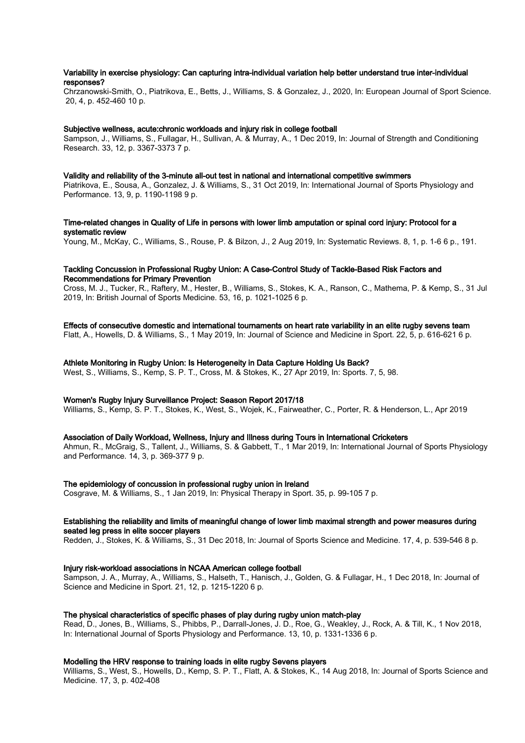**Variability in exercise physiology: Can capturing intra-individual variation help better understand true inter-individual responses?**

Chrzanowski-Smith, O., Piatrikova, E., Betts, J., Williams, S. & Gonzalez, J., 2020, In: European Journal of Sport Science. 20, 4, p. 452-460 10 p.

**Subjective wellness, acute:chronic workloads and injury risk in college football**

Sampson, J., Williams, S., Fullagar, H., Sullivan, A. & Murray, A., 1 Dec 2019, In: Journal of Strength and Conditioning Research. 33, 12, p. 3367-3373 7 p.

**Validity and reliability of the 3-minute all-out test in national and international competitive swimmers**

Piatrikova, E., Sousa, A., Gonzalez, J. & Williams, S., 31 Oct 2019, In: International Journal of Sports Physiology and Performance. 13, 9, p. 1190-1198 9 p.

**Time-related changes in Quality of Life in persons with lower limb amputation or spinal cord injury: Protocol for a systematic review**

Young, M., McKay, C., Williams, S., Rouse, P. & Bilzon, J., 2 Aug 2019, In: Systematic Reviews. 8, 1, p. 1-6 6 p., 191.

**Tackling Concussion in Professional Rugby Union: A Case-Control Study of Tackle-Based Risk Factors and Recommendations for Primary Prevention**

Cross, M. J., Tucker, R., Raftery, M., Hester, B., Williams, S., Stokes, K. A., Ranson, C., Mathema, P. & Kemp, S., 31 Jul 2019, In: British Journal of Sports Medicine. 53, 16, p. 1021-1025 6 p.

**Effects of consecutive domestic and international tournaments on heart rate variability in an elite rugby sevens team**

Flatt, A., Howells, D. & Williams, S., 1 May 2019, In: Journal of Science and Medicine in Sport. 22, 5, p. 616-621 6 p.

**Athlete Monitoring in Rugby Union: Is Heterogeneity in Data Capture Holding Us Back?**

West, S., Williams, S., Kemp, S. P. T., Cross, M. & Stokes, K., 27 Apr 2019, In: Sports. 7, 5, 98.

**Women's Rugby Injury Surveillance Project: Season Report 2017/18**

Williams, S., Kemp, S. P. T., Stokes, K., West, S., Wojek, K., Fairweather, C., Porter, R. & Henderson, L., Apr 2019

**Association of Daily Workload, Wellness, Injury and Illness during Tours in International Cricketers**

Ahmun, R., McGraig, S., Tallent, J., Williams, S. & Gabbett, T., 1 Mar 2019, In: International Journal of Sports Physiology and Performance. 14, 3, p. 369-377 9 p.

**The epidemiology of concussion in professional rugby union in Ireland**

Cosgrave, M. & Williams, S., 1 Jan 2019, In: Physical Therapy in Sport. 35, p. 99-105 7 p.

**Establishing the reliability and limits of meaningful change of lower limb maximal strength and power measures during seated leg press in elite soccer players**

Redden, J., Stokes, K. & Williams, S., 31 Dec 2018, In: Journal of Sports Science and Medicine. 17, 4, p. 539-546 8 p.

**Injury risk-workload associations in NCAA American college football**

Sampson, J. A., Murray, A., Williams, S., Halseth, T., Hanisch, J., Golden, G. & Fullagar, H., 1 Dec 2018, In: Journal of Science and Medicine in Sport. 21, 12, p. 1215-1220 6 p.

**The physical characteristics of specific phases of play during rugby union match-play**

Read, D., Jones, B., Williams, S., Phibbs, P., Darrall-Jones, J. D., Roe, G., Weakley, J., Rock, A. & Till, K., 1 Nov 2018, In: International Journal of Sports Physiology and Performance. 13, 10, p. 1331-1336 6 p.

**Modelling the HRV response to training loads in elite rugby Sevens players**

Williams, S., West, S., Howells, D., Kemp, S. P. T., Flatt, A. & Stokes, K., 14 Aug 2018, In: Journal of Sports Science and Medicine. 17, 3, p. 402-408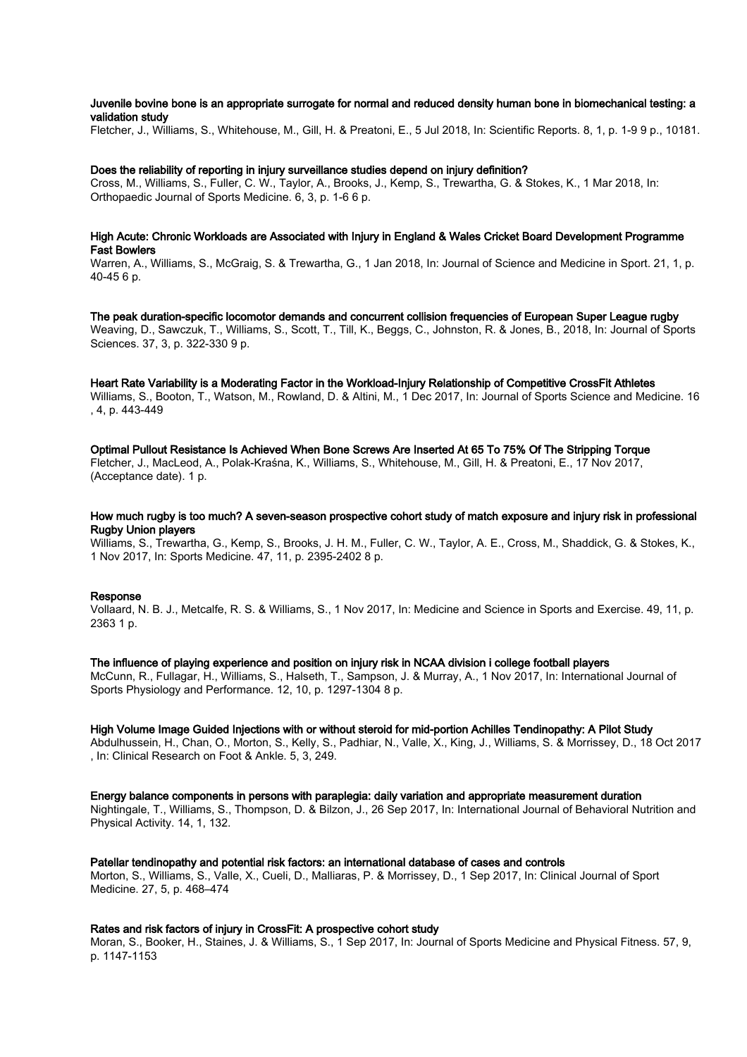**Juvenile bovine bone is an appropriate surrogate for normal and reduced density human bone in biomechanical testing: a validation study**

Fletcher, J., Williams, S., Whitehouse, M., Gill, H. & Preatoni, E., 5 Jul 2018, In: Scientific Reports. 8, 1, p. 1-9 9 p., 10181.

**Does the reliability of reporting in injury surveillance studies depend on injury definition?**

Cross, M., Williams, S., Fuller, C. W., Taylor, A., Brooks, J., Kemp, S., Trewartha, G. & Stokes, K., 1 Mar 2018, In: Orthopaedic Journal of Sports Medicine. 6, 3, p. 1-6 6 p.

**High Acute: Chronic Workloads are Associated with Injury in England & Wales Cricket Board Development Programme Fast Bowlers**

Warren, A., Williams, S., McGraig, S. & Trewartha, G., 1 Jan 2018, In: Journal of Science and Medicine in Sport. 21, 1, p. 40-45 6 p.

**The peak duration-specific locomotor demands and concurrent collision frequencies of European Super League rugby**

Weaving, D., Sawczuk, T., Williams, S., Scott, T., Till, K., Beggs, C., Johnston, R. & Jones, B., 2018, In: Journal of Sports Sciences. 37, 3, p. 322-330 9 p.

**Heart Rate Variability is a Moderating Factor in the Workload-Injury Relationship of Competitive CrossFit Athletes**

Williams, S., Booton, T., Watson, M., Rowland, D. & Altini, M., 1 Dec 2017, In: Journal of Sports Science and Medicine. 16 , 4, p. 443-449

**Optimal Pullout Resistance Is Achieved When Bone Screws Are Inserted At 65 To 75% Of The Stripping Torque**

Fletcher, J., MacLeod, A., Polak-Kraśna, K., Williams, S., Whitehouse, M., Gill, H. & Preatoni, E., 17 Nov 2017, (Acceptance date). 1 p.

**How much rugby is too much? A seven-season prospective cohort study of match exposure and injury risk in professional Rugby Union players**

Williams, S., Trewartha, G., Kemp, S., Brooks, J. H. M., Fuller, C. W., Taylor, A. E., Cross, M., Shaddick, G. & Stokes, K., 1 Nov 2017, In: Sports Medicine. 47, 11, p. 2395-2402 8 p.

**Response**

Vollaard, N. B. J., Metcalfe, R. S. & Williams, S., 1 Nov 2017, In: Medicine and Science in Sports and Exercise. 49, 11, p. 2363 1 p.

**The influence of playing experience and position on injury risk in NCAA division i college football players**

McCunn, R., Fullagar, H., Williams, S., Halseth, T., Sampson, J. & Murray, A., 1 Nov 2017, In: International Journal of Sports Physiology and Performance. 12, 10, p. 1297-1304 8 p.

**High Volume Image Guided Injections with or without steroid for mid-portion Achilles Tendinopathy: A Pilot Study**

Abdulhussein, H., Chan, O., Morton, S., Kelly, S., Padhiar, N., Valle, X., King, J., Williams, S. & Morrissey, D., 18 Oct 2017 , In: Clinical Research on Foot & Ankle. 5, 3, 249.

**Energy balance components in persons with paraplegia: daily variation and appropriate measurement duration**

Nightingale, T., Williams, S., Thompson, D. & Bilzon, J., 26 Sep 2017, In: International Journal of Behavioral Nutrition and Physical Activity. 14, 1, 132.

**Patellar tendinopathy and potential risk factors: an international database of cases and controls**

Morton, S., Williams, S., Valle, X., Cueli, D., Malliaras, P. & Morrissey, D., 1 Sep 2017, In: Clinical Journal of Sport Medicine. 27, 5, p. 468–474

**Rates and risk factors of injury in CrossFit: A prospective cohort study**

Moran, S., Booker, H., Staines, J. & Williams, S., 1 Sep 2017, In: Journal of Sports Medicine and Physical Fitness. 57, 9, p. 1147-1153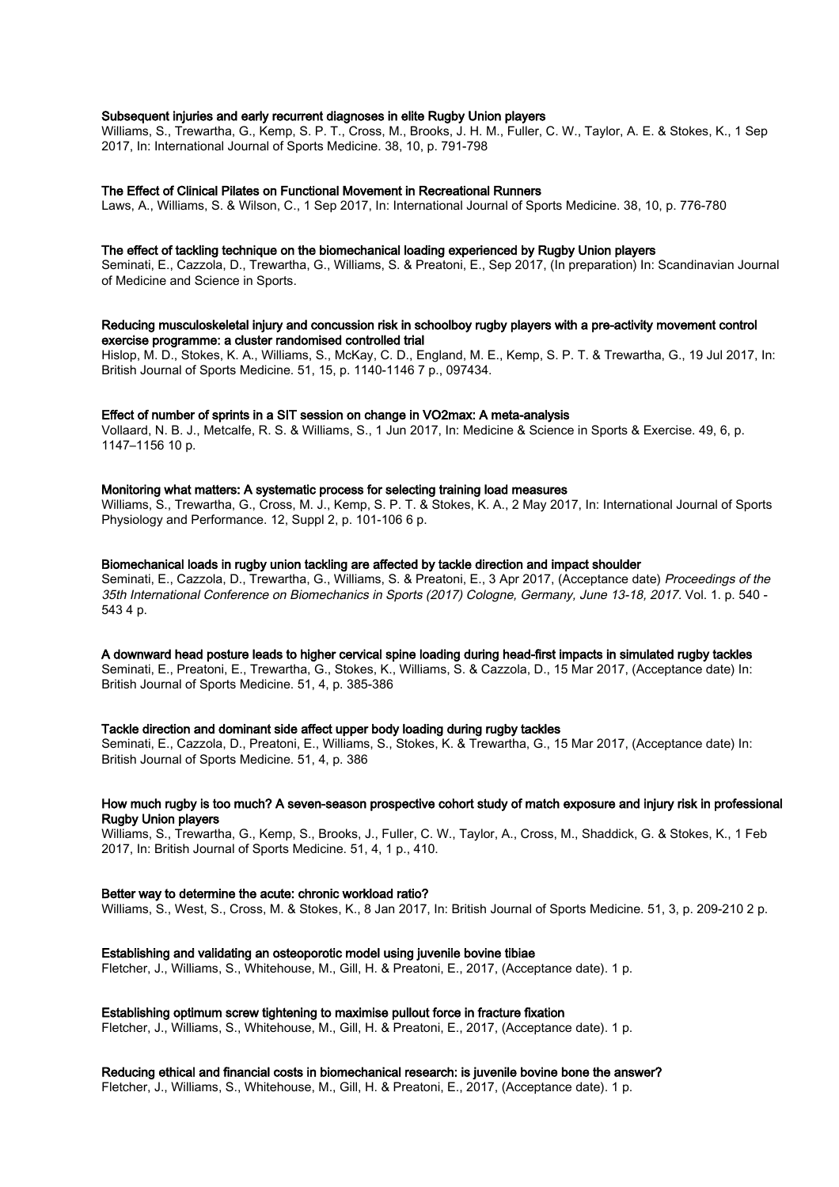**Subsequent injuries and early recurrent diagnoses in elite Rugby Union players**
Williams, S., Trewartha, G., Kemp, S. P. T., Cross, M., Brooks, J. H. M., Fuller, C. W., Taylor, A. E. & Stokes, K., 1 Sep 2017, In: International Journal of Sports Medicine. 38, 10, p. 791-798

**The Effect of Clinical Pilates on Functional Movement in Recreational Runners**
Laws, A., Williams, S. & Wilson, C., 1 Sep 2017, In: International Journal of Sports Medicine. 38, 10, p. 776-780

**The effect of tackling technique on the biomechanical loading experienced by Rugby Union players**
Seminati, E., Cazzola, D., Trewartha, G., Williams, S. & Preatoni, E., Sep 2017, (In preparation) In: Scandinavian Journal of Medicine and Science in Sports.

**Reducing musculoskeletal injury and concussion risk in schoolboy rugby players with a pre-activity movement control exercise programme: a cluster randomised controlled trial**
Hislop, M. D., Stokes, K. A., Williams, S., McKay, C. D., England, M. E., Kemp, S. P. T. & Trewartha, G., 19 Jul 2017, In: British Journal of Sports Medicine. 51, 15, p. 1140-1146 7 p., 097434.

**Effect of number of sprints in a SIT session on change in VO2max: A meta-analysis**
Vollaard, N. B. J., Metcalfe, R. S. & Williams, S., 1 Jun 2017, In: Medicine & Science in Sports & Exercise. 49, 6, p. 1147–1156 10 p.

**Monitoring what matters: A systematic process for selecting training load measures**
Williams, S., Trewartha, G., Cross, M. J., Kemp, S. P. T. & Stokes, K. A., 2 May 2017, In: International Journal of Sports Physiology and Performance. 12, Suppl 2, p. 101-106 6 p.

**Biomechanical loads in rugby union tackling are affected by tackle direction and impact shoulder**
Seminati, E., Cazzola, D., Trewartha, G., Williams, S. & Preatoni, E., 3 Apr 2017, (Acceptance date) *Proceedings of the 35th International Conference on Biomechanics in Sports (2017) Cologne, Germany, June 13-18, 2017*. Vol. 1. p. 540 - 543 4 p.

**A downward head posture leads to higher cervical spine loading during head-first impacts in simulated rugby tackles**
Seminati, E., Preatoni, E., Trewartha, G., Stokes, K., Williams, S. & Cazzola, D., 15 Mar 2017, (Acceptance date) In: British Journal of Sports Medicine. 51, 4, p. 385-386

**Tackle direction and dominant side affect upper body loading during rugby tackles**
Seminati, E., Cazzola, D., Preatoni, E., Williams, S., Stokes, K. & Trewartha, G., 15 Mar 2017, (Acceptance date) In: British Journal of Sports Medicine. 51, 4, p. 386

**How much rugby is too much? A seven-season prospective cohort study of match exposure and injury risk in professional Rugby Union players**
Williams, S., Trewartha, G., Kemp, S., Brooks, J., Fuller, C. W., Taylor, A., Cross, M., Shaddick, G. & Stokes, K., 1 Feb 2017, In: British Journal of Sports Medicine. 51, 4, 1 p., 410.

**Better way to determine the acute: chronic workload ratio?**
Williams, S., West, S., Cross, M. & Stokes, K., 8 Jan 2017, In: British Journal of Sports Medicine. 51, 3, p. 209-210 2 p.

**Establishing and validating an osteoporotic model using juvenile bovine tibiae**
Fletcher, J., Williams, S., Whitehouse, M., Gill, H. & Preatoni, E., 2017, (Acceptance date). 1 p.

**Establishing optimum screw tightening to maximise pullout force in fracture fixation**
Fletcher, J., Williams, S., Whitehouse, M., Gill, H. & Preatoni, E., 2017, (Acceptance date). 1 p.

**Reducing ethical and financial costs in biomechanical research: is juvenile bovine bone the answer?**
Fletcher, J., Williams, S., Whitehouse, M., Gill, H. & Preatoni, E., 2017, (Acceptance date). 1 p.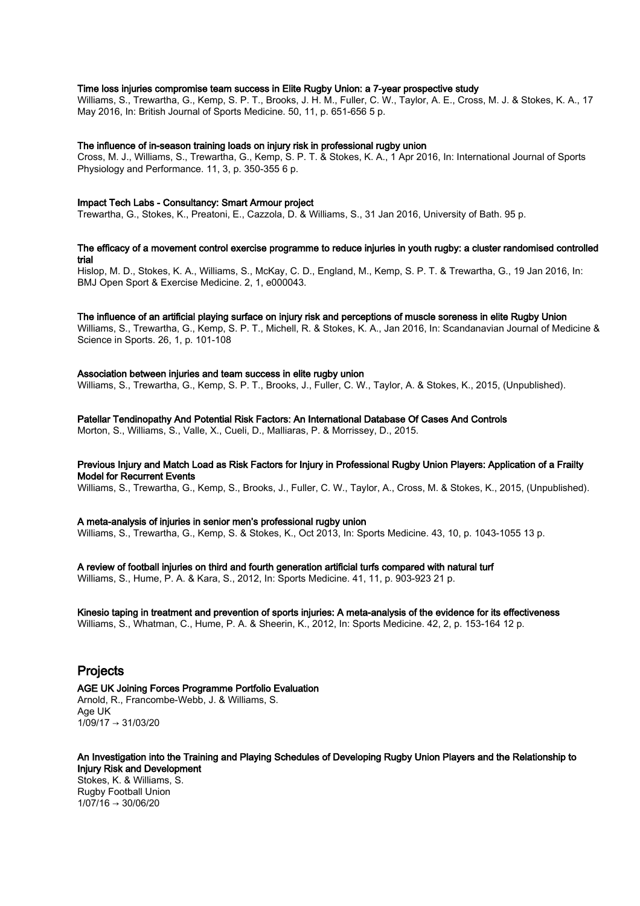**Time loss injuries compromise team success in Elite Rugby Union: a 7-year prospective study**
Williams, S., Trewartha, G., Kemp, S. P. T., Brooks, J. H. M., Fuller, C. W., Taylor, A. E., Cross, M. J. & Stokes, K. A., 17 May 2016, In: British Journal of Sports Medicine. 50, 11, p. 651-656 5 p.

**The influence of in-season training loads on injury risk in professional rugby union**
Cross, M. J., Williams, S., Trewartha, G., Kemp, S. P. T. & Stokes, K. A., 1 Apr 2016, In: International Journal of Sports Physiology and Performance. 11, 3, p. 350-355 6 p.

**Impact Tech Labs - Consultancy: Smart Armour project**
Trewartha, G., Stokes, K., Preatoni, E., Cazzola, D. & Williams, S., 31 Jan 2016, University of Bath. 95 p.

**The efficacy of a movement control exercise programme to reduce injuries in youth rugby: a cluster randomised controlled trial**
Hislop, M. D., Stokes, K. A., Williams, S., McKay, C. D., England, M., Kemp, S. P. T. & Trewartha, G., 19 Jan 2016, In: BMJ Open Sport & Exercise Medicine. 2, 1, e000043.

**The influence of an artificial playing surface on injury risk and perceptions of muscle soreness in elite Rugby Union**
Williams, S., Trewartha, G., Kemp, S. P. T., Michell, R. & Stokes, K. A., Jan 2016, In: Scandanavian Journal of Medicine & Science in Sports. 26, 1, p. 101-108

**Association between injuries and team success in elite rugby union**
Williams, S., Trewartha, G., Kemp, S. P. T., Brooks, J., Fuller, C. W., Taylor, A. & Stokes, K., 2015, (Unpublished).

**Patellar Tendinopathy And Potential Risk Factors: An International Database Of Cases And Controls**
Morton, S., Williams, S., Valle, X., Cueli, D., Malliaras, P. & Morrissey, D., 2015.

**Previous Injury and Match Load as Risk Factors for Injury in Professional Rugby Union Players: Application of a Frailty Model for Recurrent Events**
Williams, S., Trewartha, G., Kemp, S., Brooks, J., Fuller, C. W., Taylor, A., Cross, M. & Stokes, K., 2015, (Unpublished).

**A meta-analysis of injuries in senior men's professional rugby union**
Williams, S., Trewartha, G., Kemp, S. & Stokes, K., Oct 2013, In: Sports Medicine. 43, 10, p. 1043-1055 13 p.

**A review of football injuries on third and fourth generation artificial turfs compared with natural turf**
Williams, S., Hume, P. A. & Kara, S., 2012, In: Sports Medicine. 41, 11, p. 903-923 21 p.

**Kinesio taping in treatment and prevention of sports injuries: A meta-analysis of the evidence for its effectiveness**
Williams, S., Whatman, C., Hume, P. A. & Sheerin, K., 2012, In: Sports Medicine. 42, 2, p. 153-164 12 p.

## Projects

**AGE UK Joining Forces Programme Portfolio Evaluation**
Arnold, R., Francombe-Webb, J. & Williams, S.
Age UK
1/09/17 → 31/03/20

**An Investigation into the Training and Playing Schedules of Developing Rugby Union Players and the Relationship to Injury Risk and Development**
Stokes, K. & Williams, S.
Rugby Football Union
1/07/16 → 30/06/20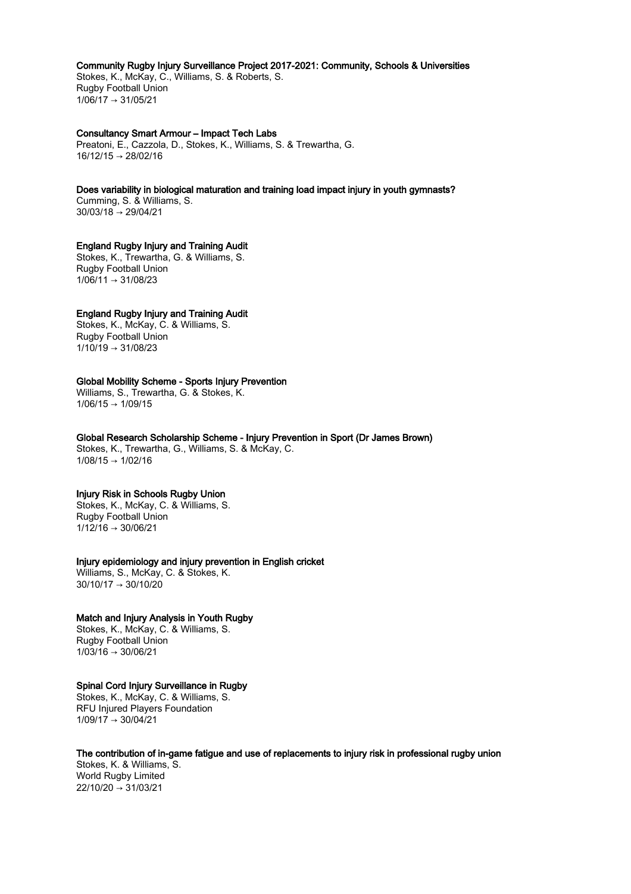**Community Rugby Injury Surveillance Project 2017-2021: Community, Schools & Universities**
Stokes, K., McKay, C., Williams, S. & Roberts, S.
Rugby Football Union
1/06/17 → 31/05/21

**Consultancy Smart Armour – Impact Tech Labs**
Preatoni, E., Cazzola, D., Stokes, K., Williams, S. & Trewartha, G.
16/12/15 → 28/02/16

**Does variability in biological maturation and training load impact injury in youth gymnasts?**
Cumming, S. & Williams, S.
30/03/18 → 29/04/21

**England Rugby Injury and Training Audit**
Stokes, K., Trewartha, G. & Williams, S.
Rugby Football Union
1/06/11 → 31/08/23

**England Rugby Injury and Training Audit**
Stokes, K., McKay, C. & Williams, S.
Rugby Football Union
1/10/19 → 31/08/23

**Global Mobility Scheme - Sports Injury Prevention**
Williams, S., Trewartha, G. & Stokes, K.
1/06/15 → 1/09/15

**Global Research Scholarship Scheme - Injury Prevention in Sport (Dr James Brown)**
Stokes, K., Trewartha, G., Williams, S. & McKay, C.
1/08/15 → 1/02/16

**Injury Risk in Schools Rugby Union**
Stokes, K., McKay, C. & Williams, S.
Rugby Football Union
1/12/16 → 30/06/21

**Injury epidemiology and injury prevention in English cricket**
Williams, S., McKay, C. & Stokes, K.
30/10/17 → 30/10/20

**Match and Injury Analysis in Youth Rugby**
Stokes, K., McKay, C. & Williams, S.
Rugby Football Union
1/03/16 → 30/06/21

**Spinal Cord Injury Surveillance in Rugby**
Stokes, K., McKay, C. & Williams, S.
RFU Injured Players Foundation
1/09/17 → 30/04/21

**The contribution of in-game fatigue and use of replacements to injury risk in professional rugby union**
Stokes, K. & Williams, S.
World Rugby Limited
22/10/20 → 31/03/21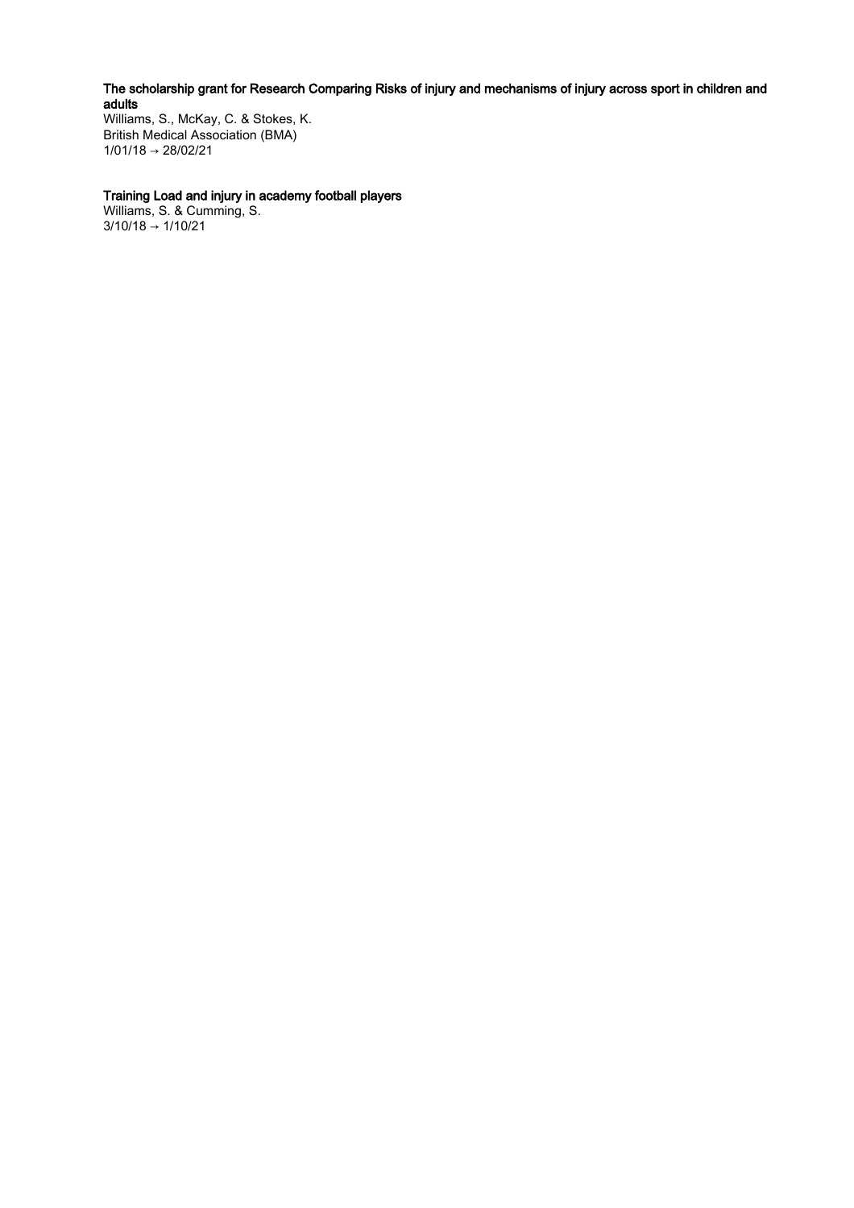**The scholarship grant for Research Comparing Risks of injury and mechanisms of injury across sport in children and adults**
Williams, S., McKay, C. & Stokes, K.
British Medical Association (BMA)
1/01/18 → 28/02/21

**Training Load and injury in academy football players**
Williams, S. & Cumming, S.
3/10/18 → 1/10/21